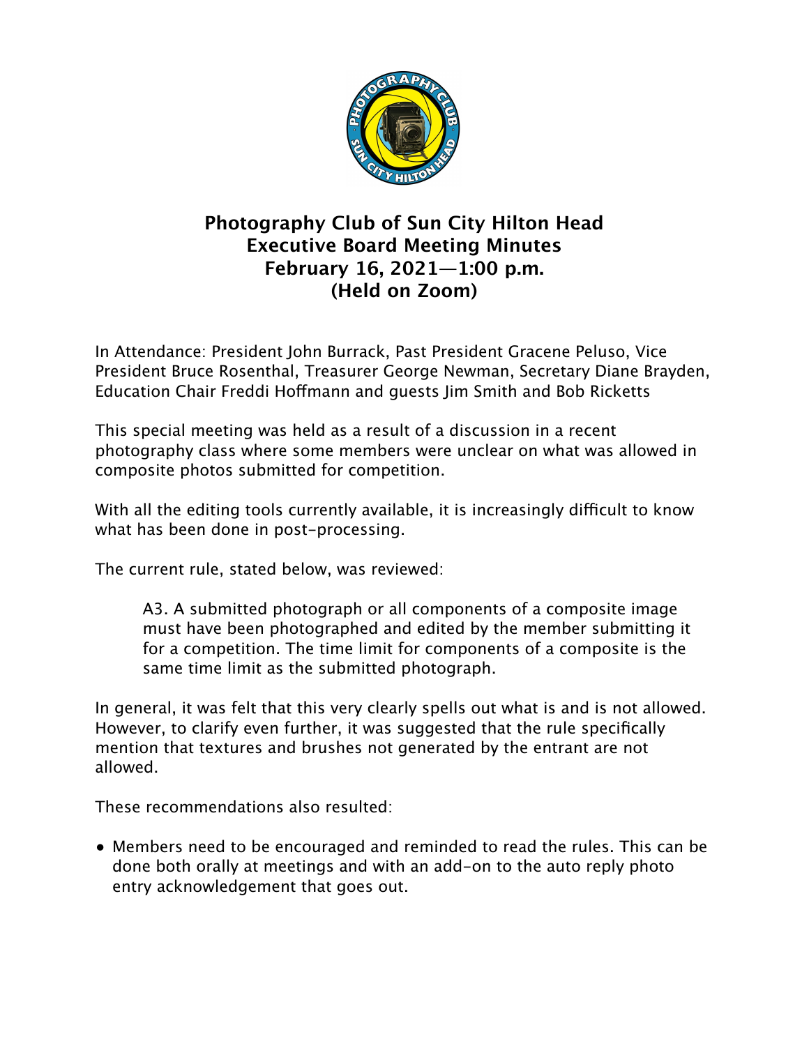# Photography Club of Sun City Hilton Head
## Executive Board Meeting Minutes
## February 16, 2021—1:00 p.m.
## (Held on Zoom)

In Attendance: President John Burrack, Past President Gracene Peluso, Vice President Bruce Rosenthal, Treasurer George Newman, Secretary Diane Brayden, Education Chair Freddi Hoffmann and guests Jim Smith and Bob Ricketts

This special meeting was held as a result of a discussion in a recent photography class where some members were unclear on what was allowed in composite photos submitted for competition.

With all the editing tools currently available, it is increasingly difficult to know what has been done in post-processing.

The current rule, stated below, was reviewed:

> A3. A submitted photograph or all components of a composite image must have been photographed and edited by the member submitting it for a competition. The time limit for components of a composite is the same time limit as the submitted photograph.

In general, it was felt that this very clearly spells out what is and is not allowed. However, to clarify even further, it was suggested that the rule specifically mention that textures and brushes not generated by the entrant are not allowed.

These recommendations also resulted:

- Members need to be encouraged and reminded to read the rules. This can be done both orally at meetings and with an add-on to the auto reply photo entry acknowledgement that goes out.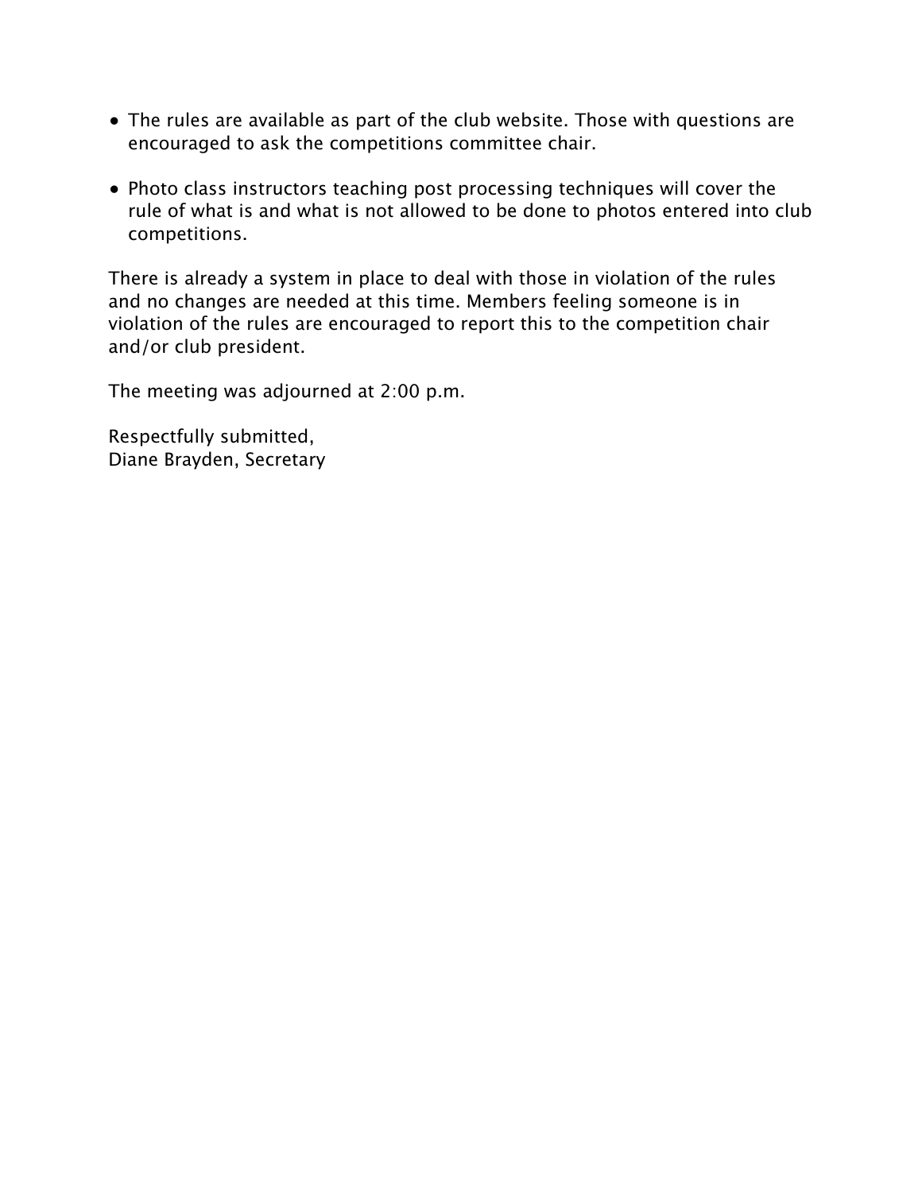- The rules are available as part of the club website. Those with questions are encouraged to ask the competitions committee chair.

- Photo class instructors teaching post processing techniques will cover the rule of what is and what is not allowed to be done to photos entered into club competitions.

There is already a system in place to deal with those in violation of the rules and no changes are needed at this time. Members feeling someone is in violation of the rules are encouraged to report this to the competition chair and/or club president.

The meeting was adjourned at 2:00 p.m.

Respectfully submitted,
Diane Brayden, Secretary